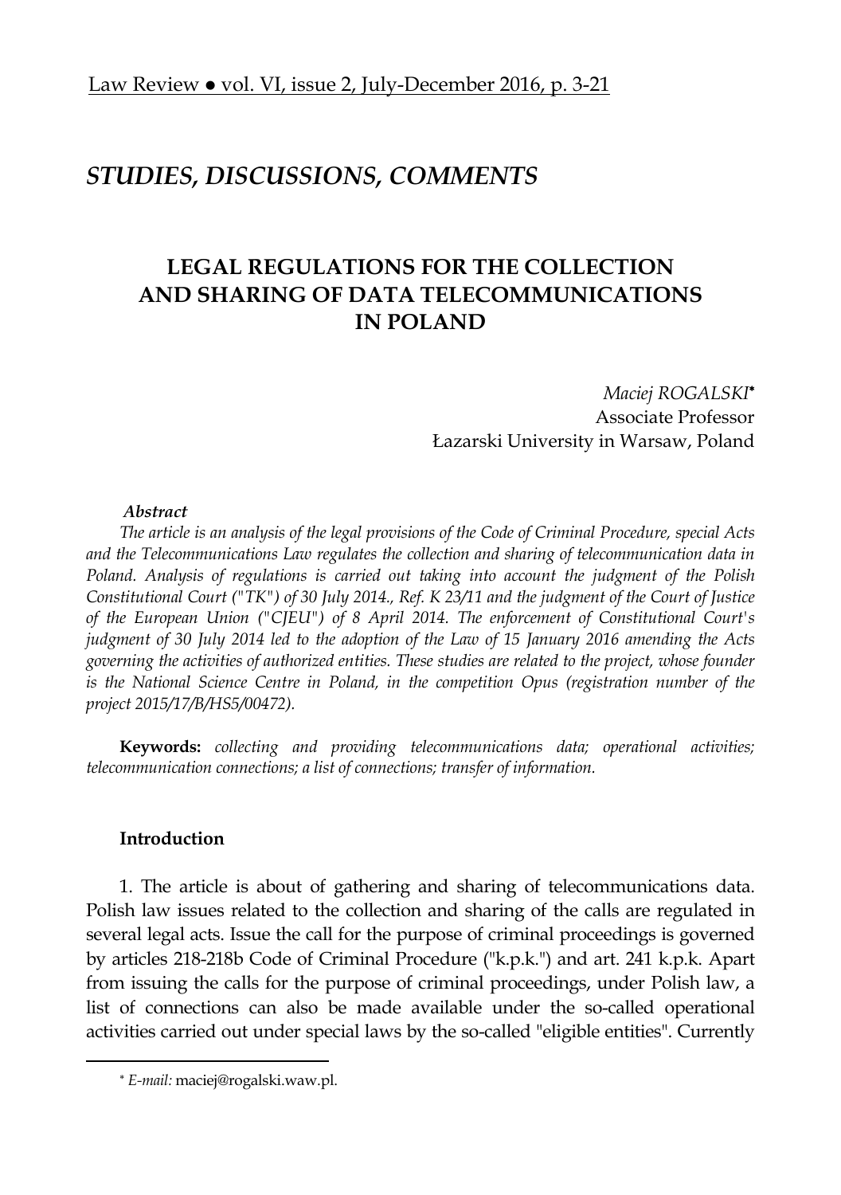## STUDIES, DISCUSSIONS, COMMENTS

# LEGAL REGULATIONS FOR THE COLLECTION AND SHARING OF DATA TELECOMMUNICATIONS IN POLAND

*Maciej ROGALSKI*[*]
Associate Professor
Łazarski University in Warsaw, Poland

***Abstract***

*The article is an analysis of the legal provisions of the Code of Criminal Procedure, special Acts and the Telecommunications Law regulates the collection and sharing of telecommunication data in Poland. Analysis of regulations is carried out taking into account the judgment of the Polish Constitutional Court ("TK") of 30 July 2014., Ref. K 23/11 and the judgment of the Court of Justice of the European Union ("CJEU") of 8 April 2014. The enforcement of Constitutional Court's judgment of 30 July 2014 led to the adoption of the Law of 15 January 2016 amending the Acts governing the activities of authorized entities. These studies are related to the project, whose founder is the National Science Centre in Poland, in the competition Opus (registration number of the project 2015/17/B/HS5/00472).*

**Keywords:** *collecting and providing telecommunications data; operational activities; telecommunication connections; a list of connections; transfer of information.*

### Introduction

1. The article is about of gathering and sharing of telecommunications data. Polish law issues related to the collection and sharing of the calls are regulated in several legal acts. Issue the call for the purpose of criminal proceedings is governed by articles 218-218b Code of Criminal Procedure ("k.p.k.") and art. 241 k.p.k. Apart from issuing the calls for the purpose of criminal proceedings, under Polish law, a list of connections can also be made available under the so-called operational activities carried out under special laws by the so-called "eligible entities". Currently

---

[*] *E-mail:* maciej@rogalski.waw.pl.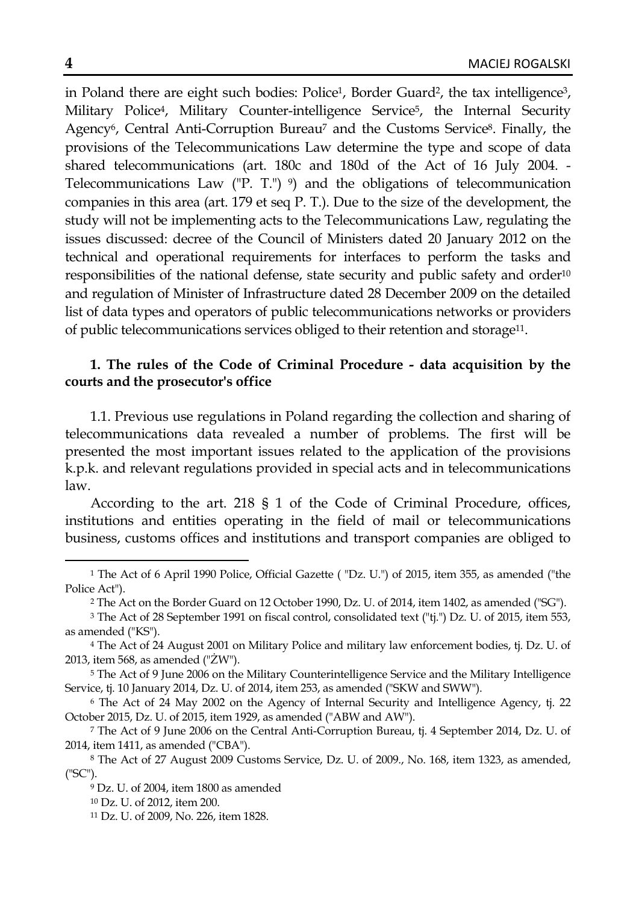in Poland there are eight such bodies: Police[1], Border Guard[2], the tax intelligence[3], Military Police[4], Military Counter-intelligence Service[5], the Internal Security Agency[6], Central Anti-Corruption Bureau[7] and the Customs Service[8]. Finally, the provisions of the Telecommunications Law determine the type and scope of data shared telecommunications (art. 180c and 180d of the Act of 16 July 2004. - Telecommunications Law ("P. T.") [9]) and the obligations of telecommunication companies in this area (art. 179 et seq P. T.). Due to the size of the development, the study will not be implementing acts to the Telecommunications Law, regulating the issues discussed: decree of the Council of Ministers dated 20 January 2012 on the technical and operational requirements for interfaces to perform the tasks and responsibilities of the national defense, state security and public safety and order[10] and regulation of Minister of Infrastructure dated 28 December 2009 on the detailed list of data types and operators of public telecommunications networks or providers of public telecommunications services obliged to their retention and storage[11].

### 1. The rules of the Code of Criminal Procedure - data acquisition by the courts and the prosecutor's office

1.1. Previous use regulations in Poland regarding the collection and sharing of telecommunications data revealed a number of problems. The first will be presented the most important issues related to the application of the provisions k.p.k. and relevant regulations provided in special acts and in telecommunications law.

According to the art. 218 § 1 of the Code of Criminal Procedure, offices, institutions and entities operating in the field of mail or telecommunications business, customs offices and institutions and transport companies are obliged to

---

[1] The Act of 6 April 1990 Police, Official Gazette ( "Dz. U.") of 2015, item 355, as amended ("the Police Act").

[2] The Act on the Border Guard on 12 October 1990, Dz. U. of 2014, item 1402, as amended ("SG").

[3] The Act of 28 September 1991 on fiscal control, consolidated text ("tj.") Dz. U. of 2015, item 553, as amended ("KS").

[4] The Act of 24 August 2001 on Military Police and military law enforcement bodies, tj. Dz. U. of 2013, item 568, as amended ("ŻW").

[5] The Act of 9 June 2006 on the Military Counterintelligence Service and the Military Intelligence Service, tj. 10 January 2014, Dz. U. of 2014, item 253, as amended ("SKW and SWW").

[6] The Act of 24 May 2002 on the Agency of Internal Security and Intelligence Agency, tj. 22 October 2015, Dz. U. of 2015, item 1929, as amended ("ABW and AW").

[7] The Act of 9 June 2006 on the Central Anti-Corruption Bureau, tj. 4 September 2014, Dz. U. of 2014, item 1411, as amended ("CBA").

[8] The Act of 27 August 2009 Customs Service, Dz. U. of 2009., No. 168, item 1323, as amended, ("SC").

[9] Dz. U. of 2004, item 1800 as amended

[10] Dz. U. of 2012, item 200.

[11] Dz. U. of 2009, No. 226, item 1828.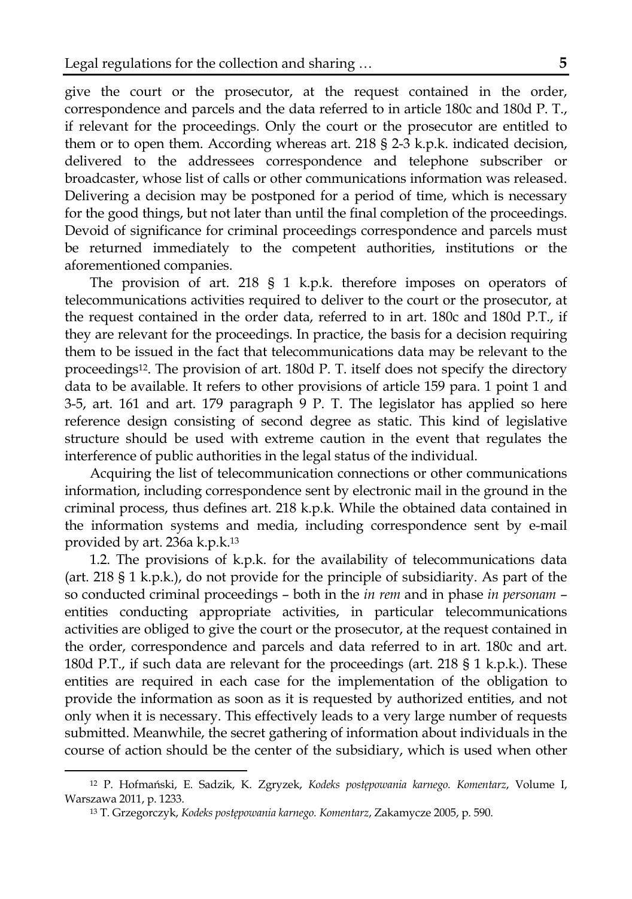give the court or the prosecutor, at the request contained in the order, correspondence and parcels and the data referred to in article 180c and 180d P. T., if relevant for the proceedings. Only the court or the prosecutor are entitled to them or to open them. According whereas art. 218 § 2-3 k.p.k. indicated decision, delivered to the addressees correspondence and telephone subscriber or broadcaster, whose list of calls or other communications information was released. Delivering a decision may be postponed for a period of time, which is necessary for the good things, but not later than until the final completion of the proceedings. Devoid of significance for criminal proceedings correspondence and parcels must be returned immediately to the competent authorities, institutions or the aforementioned companies.

The provision of art. 218 § 1 k.p.k. therefore imposes on operators of telecommunications activities required to deliver to the court or the prosecutor, at the request contained in the order data, referred to in art. 180c and 180d P.T., if they are relevant for the proceedings. In practice, the basis for a decision requiring them to be issued in the fact that telecommunications data may be relevant to the proceedings[12]. The provision of art. 180d P. T. itself does not specify the directory data to be available. It refers to other provisions of article 159 para. 1 point 1 and 3-5, art. 161 and art. 179 paragraph 9 P. T. The legislator has applied so here reference design consisting of second degree as static. This kind of legislative structure should be used with extreme caution in the event that regulates the interference of public authorities in the legal status of the individual.

Acquiring the list of telecommunication connections or other communications information, including correspondence sent by electronic mail in the ground in the criminal process, thus defines art. 218 k.p.k. While the obtained data contained in the information systems and media, including correspondence sent by e-mail provided by art. 236a k.p.k.[13]

1.2. The provisions of k.p.k. for the availability of telecommunications data (art. 218 § 1 k.p.k.), do not provide for the principle of subsidiarity. As part of the so conducted criminal proceedings – both in the *in rem* and in phase *in personam* – entities conducting appropriate activities, in particular telecommunications activities are obliged to give the court or the prosecutor, at the request contained in the order, correspondence and parcels and data referred to in art. 180c and art. 180d P.T., if such data are relevant for the proceedings (art. 218 § 1 k.p.k.). These entities are required in each case for the implementation of the obligation to provide the information as soon as it is requested by authorized entities, and not only when it is necessary. This effectively leads to a very large number of requests submitted. Meanwhile, the secret gathering of information about individuals in the course of action should be the center of the subsidiary, which is used when other

---

[12] P. Hofmański, E. Sadzik, K. Zgryzek, *Kodeks postępowania karnego. Komentarz*, Volume I, Warszawa 2011, p. 1233.

[13] T. Grzegorczyk, *Kodeks postępowania karnego. Komentarz*, Zakamycze 2005, p. 590.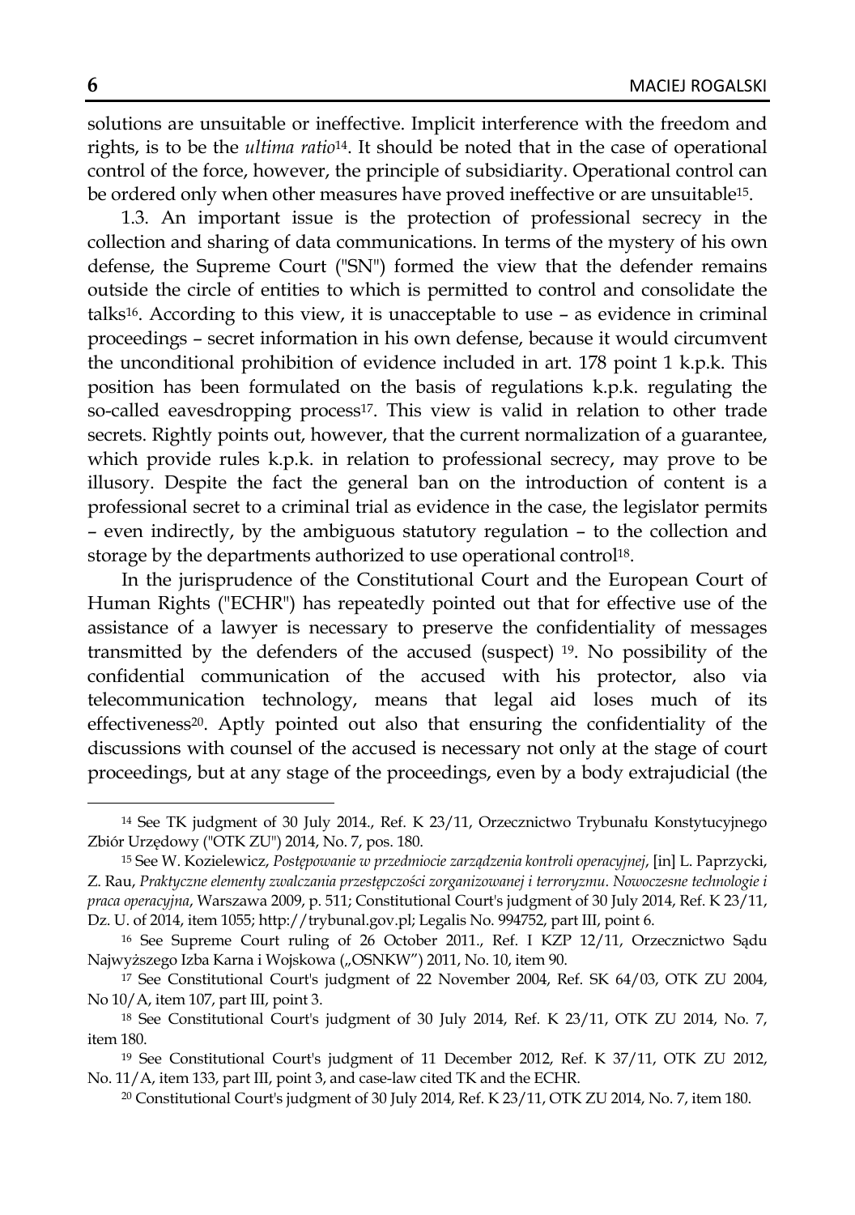solutions are unsuitable or ineffective. Implicit interference with the freedom and rights, is to be the *ultima ratio*[14]. It should be noted that in the case of operational control of the force, however, the principle of subsidiarity. Operational control can be ordered only when other measures have proved ineffective or are unsuitable[15].

1.3. An important issue is the protection of professional secrecy in the collection and sharing of data communications. In terms of the mystery of his own defense, the Supreme Court ("SN") formed the view that the defender remains outside the circle of entities to which is permitted to control and consolidate the talks[16]. According to this view, it is unacceptable to use – as evidence in criminal proceedings – secret information in his own defense, because it would circumvent the unconditional prohibition of evidence included in art. 178 point 1 k.p.k. This position has been formulated on the basis of regulations k.p.k. regulating the so-called eavesdropping process[17]. This view is valid in relation to other trade secrets. Rightly points out, however, that the current normalization of a guarantee, which provide rules k.p.k. in relation to professional secrecy, may prove to be illusory. Despite the fact the general ban on the introduction of content is a professional secret to a criminal trial as evidence in the case, the legislator permits – even indirectly, by the ambiguous statutory regulation – to the collection and storage by the departments authorized to use operational control[18].

In the jurisprudence of the Constitutional Court and the European Court of Human Rights ("ECHR") has repeatedly pointed out that for effective use of the assistance of a lawyer is necessary to preserve the confidentiality of messages transmitted by the defenders of the accused (suspect) [19]. No possibility of the confidential communication of the accused with his protector, also via telecommunication technology, means that legal aid loses much of its effectiveness[20]. Aptly pointed out also that ensuring the confidentiality of the discussions with counsel of the accused is necessary not only at the stage of court proceedings, but at any stage of the proceedings, even by a body extrajudicial (the

---

[14] See TK judgment of 30 July 2014., Ref. K 23/11, Orzecznictwo Trybunału Konstytucyjnego Zbiór Urzędowy ("OTK ZU") 2014, No. 7, pos. 180.

[15] See W. Kozielewicz, *Postępowanie w przedmiocie zarządzenia kontroli operacyjnej*, [in] L. Paprzycki, Z. Rau, *Praktyczne elementy zwalczania przestępczości zorganizowanej i terroryzmu. Nowoczesne technologie i praca operacyjna*, Warszawa 2009, p. 511; Constitutional Court's judgment of 30 July 2014, Ref. K 23/11, Dz. U. of 2014, item 1055; http://trybunal.gov.pl; Legalis No. 994752, part III, point 6.

[16] See Supreme Court ruling of 26 October 2011., Ref. I KZP 12/11, Orzecznictwo Sądu Najwyższego Izba Karna i Wojskowa („OSNKW") 2011, No. 10, item 90.

[17] See Constitutional Court's judgment of 22 November 2004, Ref. SK 64/03, OTK ZU 2004, No 10/A, item 107, part III, point 3.

[18] See Constitutional Court's judgment of 30 July 2014, Ref. K 23/11, OTK ZU 2014, No. 7, item 180.

[19] See Constitutional Court's judgment of 11 December 2012, Ref. K 37/11, OTK ZU 2012, No. 11/A, item 133, part III, point 3, and case-law cited TK and the ECHR.

[20] Constitutional Court's judgment of 30 July 2014, Ref. K 23/11, OTK ZU 2014, No. 7, item 180.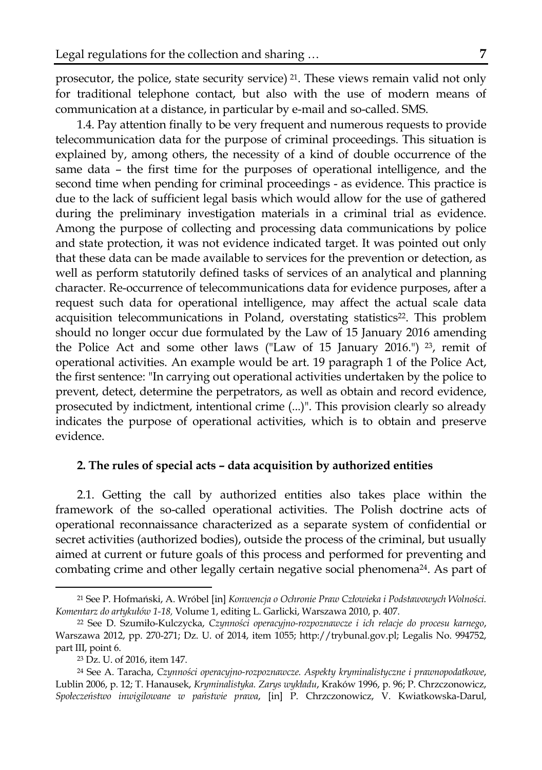prosecutor, the police, state security service) [21]. These views remain valid not only for traditional telephone contact, but also with the use of modern means of communication at a distance, in particular by e-mail and so-called. SMS.

1.4. Pay attention finally to be very frequent and numerous requests to provide telecommunication data for the purpose of criminal proceedings. This situation is explained by, among others, the necessity of a kind of double occurrence of the same data – the first time for the purposes of operational intelligence, and the second time when pending for criminal proceedings - as evidence. This practice is due to the lack of sufficient legal basis which would allow for the use of gathered during the preliminary investigation materials in a criminal trial as evidence. Among the purpose of collecting and processing data communications by police and state protection, it was not evidence indicated target. It was pointed out only that these data can be made available to services for the prevention or detection, as well as perform statutorily defined tasks of services of an analytical and planning character. Re-occurrence of telecommunications data for evidence purposes, after a request such data for operational intelligence, may affect the actual scale data acquisition telecommunications in Poland, overstating statistics[22]. This problem should no longer occur due formulated by the Law of 15 January 2016 amending the Police Act and some other laws ("Law of 15 January 2016.") [23], remit of operational activities. An example would be art. 19 paragraph 1 of the Police Act, the first sentence: "In carrying out operational activities undertaken by the police to prevent, detect, determine the perpetrators, as well as obtain and record evidence, prosecuted by indictment, intentional crime (...)". This provision clearly so already indicates the purpose of operational activities, which is to obtain and preserve evidence.

**2. The rules of special acts – data acquisition by authorized entities**

2.1. Getting the call by authorized entities also takes place within the framework of the so-called operational activities. The Polish doctrine acts of operational reconnaissance characterized as a separate system of confidential or secret activities (authorized bodies), outside the process of the criminal, but usually aimed at current or future goals of this process and performed for preventing and combating crime and other legally certain negative social phenomena[24]. As part of

---

[21] See P. Hofmański, A. Wróbel [in] *Konwencja o Ochronie Praw Człowieka i Podstawowych Wolności. Komentarz do artykułów 1-18,* Volume 1, editing L. Garlicki, Warszawa 2010, p. 407.

[22] See D. Szumiło-Kulczycka, *Czynności operacyjno-rozpoznawcze i ich relacje do procesu karnego*, Warszawa 2012, pp. 270-271; Dz. U. of 2014, item 1055; http://trybunal.gov.pl; Legalis No. 994752, part III, point 6.

[23] Dz. U. of 2016, item 147.

[24] See A. Taracha, *Czynności operacyjno-rozpoznawcze. Aspekty kryminalistyczne i prawnopodatkowe*, Lublin 2006, p. 12; T. Hanausek, *Kryminalistyka. Zarys wykładu*, Kraków 1996, p. 96; P. Chrzczonowicz, *Społeczeństwo inwigilowane w państwie prawa*, [in] P. Chrzczonowicz, V. Kwiatkowska-Darul,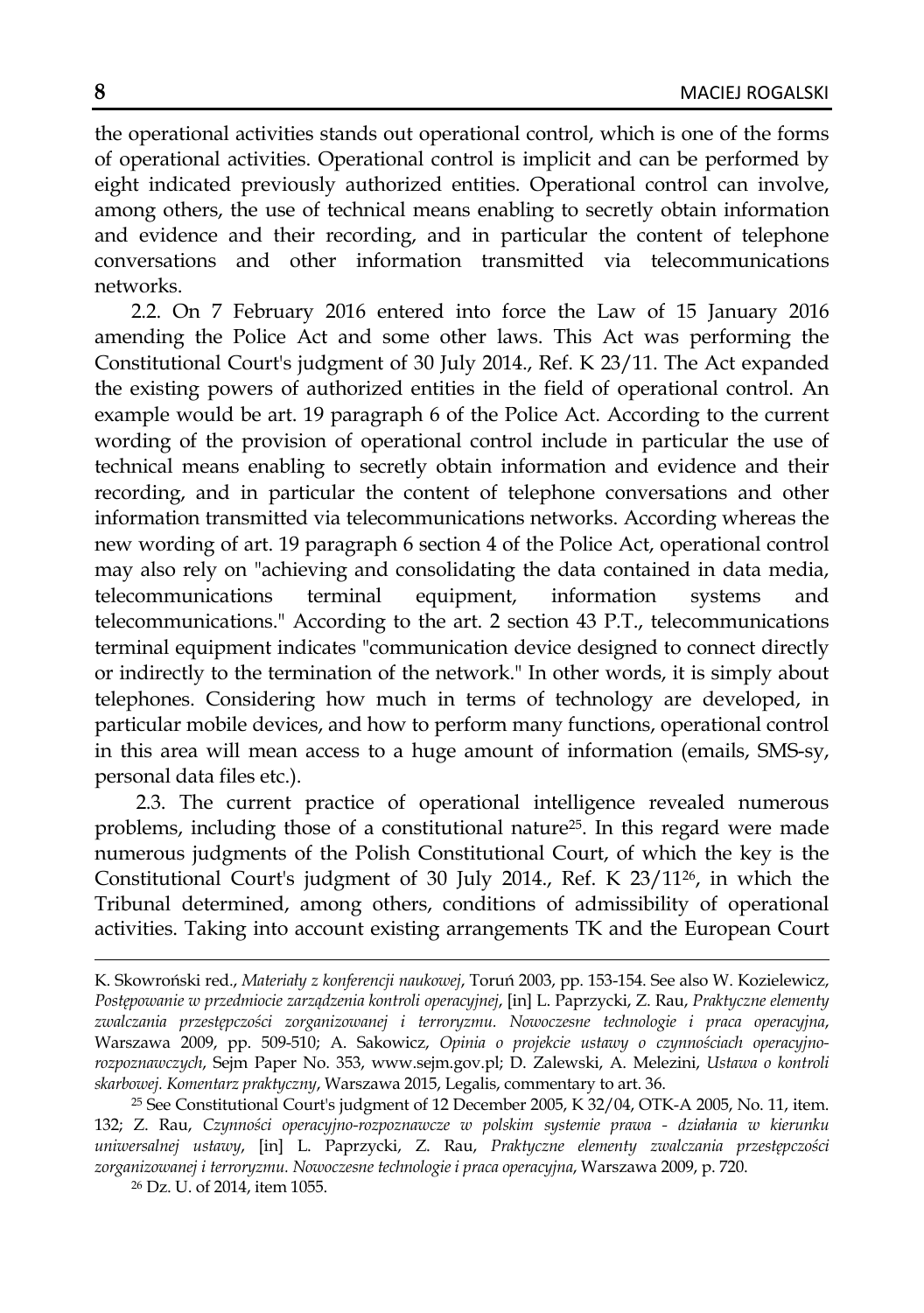the operational activities stands out operational control, which is one of the forms of operational activities. Operational control is implicit and can be performed by eight indicated previously authorized entities. Operational control can involve, among others, the use of technical means enabling to secretly obtain information and evidence and their recording, and in particular the content of telephone conversations and other information transmitted via telecommunications networks.

2.2. On 7 February 2016 entered into force the Law of 15 January 2016 amending the Police Act and some other laws. This Act was performing the Constitutional Court's judgment of 30 July 2014., Ref. K 23/11. The Act expanded the existing powers of authorized entities in the field of operational control. An example would be art. 19 paragraph 6 of the Police Act. According to the current wording of the provision of operational control include in particular the use of technical means enabling to secretly obtain information and evidence and their recording, and in particular the content of telephone conversations and other information transmitted via telecommunications networks. According whereas the new wording of art. 19 paragraph 6 section 4 of the Police Act, operational control may also rely on "achieving and consolidating the data contained in data media, telecommunications terminal equipment, information systems and telecommunications." According to the art. 2 section 43 P.T., telecommunications terminal equipment indicates "communication device designed to connect directly or indirectly to the termination of the network." In other words, it is simply about telephones. Considering how much in terms of technology are developed, in particular mobile devices, and how to perform many functions, operational control in this area will mean access to a huge amount of information (emails, SMS-sy, personal data files etc.).

2.3. The current practice of operational intelligence revealed numerous problems, including those of a constitutional nature[25]. In this regard were made numerous judgments of the Polish Constitutional Court, of which the key is the Constitutional Court's judgment of 30 July 2014., Ref. K 23/11[26], in which the Tribunal determined, among others, conditions of admissibility of operational activities. Taking into account existing arrangements TK and the European Court

---

K. Skowroński red., *Materiały z konferencji naukowej*, Toruń 2003, pp. 153-154. See also W. Kozielewicz, *Postępowanie w przedmiocie zarządzenia kontroli operacyjnej*, [in] L. Paprzycki, Z. Rau, *Praktyczne elementy zwalczania przestępczości zorganizowanej i terroryzmu. Nowoczesne technologie i praca operacyjna*, Warszawa 2009, pp. 509-510; A. Sakowicz, *Opinia o projekcie ustawy o czynnościach operacyjno-rozpoznawczych*, Sejm Paper No. 353, www.sejm.gov.pl; D. Zalewski, A. Melezini, *Ustawa o kontroli skarbowej. Komentarz praktyczny*, Warszawa 2015, Legalis, commentary to art. 36.

[25] See Constitutional Court's judgment of 12 December 2005, K 32/04, OTK-A 2005, No. 11, item. 132; Z. Rau, *Czynności operacyjno-rozpoznawcze w polskim systemie prawa - działania w kierunku uniwersalnej ustawy*, [in] L. Paprzycki, Z. Rau, *Praktyczne elementy zwalczania przestępczości zorganizowanej i terroryzmu. Nowoczesne technologie i praca operacyjna*, Warszawa 2009, p. 720.

[26] Dz. U. of 2014, item 1055.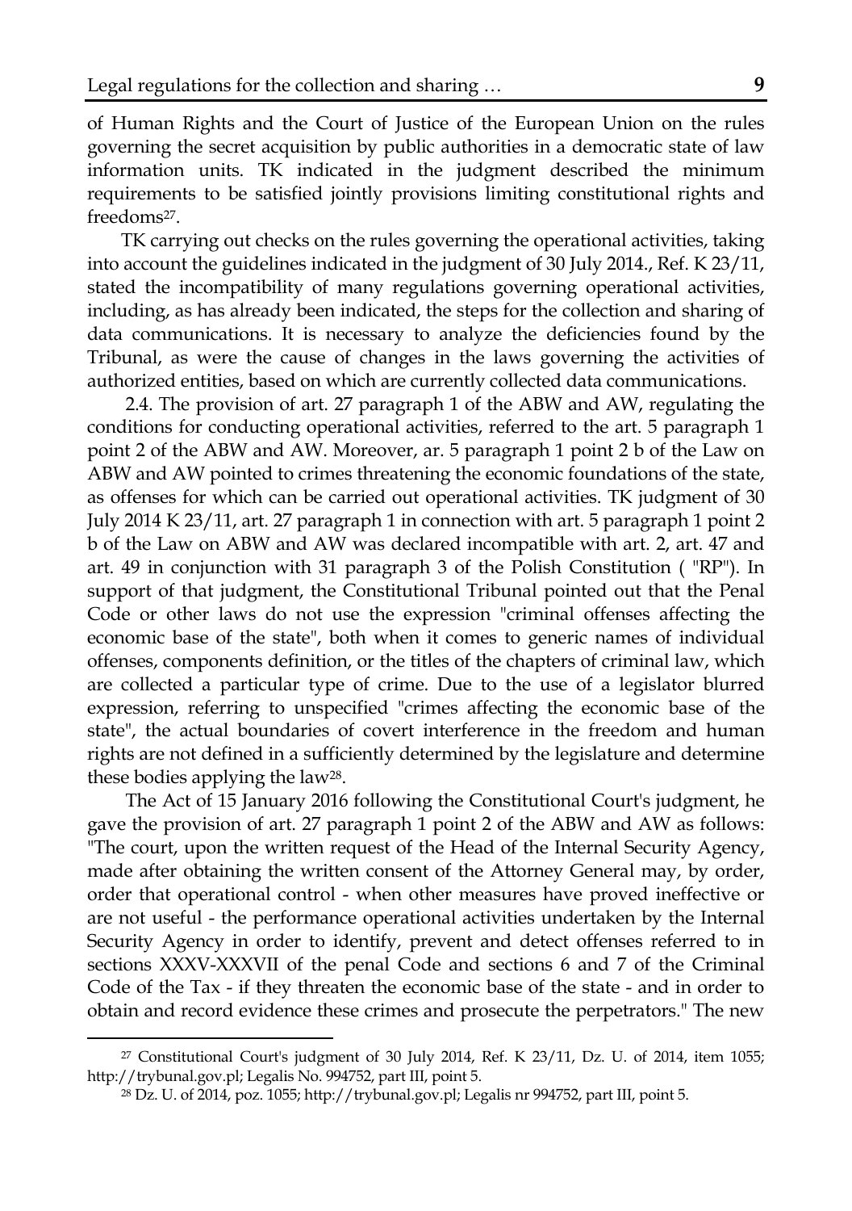of Human Rights and the Court of Justice of the European Union on the rules governing the secret acquisition by public authorities in a democratic state of law information units. TK indicated in the judgment described the minimum requirements to be satisfied jointly provisions limiting constitutional rights and freedoms[27].

TK carrying out checks on the rules governing the operational activities, taking into account the guidelines indicated in the judgment of 30 July 2014., Ref. K 23/11, stated the incompatibility of many regulations governing operational activities, including, as has already been indicated, the steps for the collection and sharing of data communications. It is necessary to analyze the deficiencies found by the Tribunal, as were the cause of changes in the laws governing the activities of authorized entities, based on which are currently collected data communications.

2.4. The provision of art. 27 paragraph 1 of the ABW and AW, regulating the conditions for conducting operational activities, referred to the art. 5 paragraph 1 point 2 of the ABW and AW. Moreover, ar. 5 paragraph 1 point 2 b of the Law on ABW and AW pointed to crimes threatening the economic foundations of the state, as offenses for which can be carried out operational activities. TK judgment of 30 July 2014 K 23/11, art. 27 paragraph 1 in connection with art. 5 paragraph 1 point 2 b of the Law on ABW and AW was declared incompatible with art. 2, art. 47 and art. 49 in conjunction with 31 paragraph 3 of the Polish Constitution ( "RP"). In support of that judgment, the Constitutional Tribunal pointed out that the Penal Code or other laws do not use the expression "criminal offenses affecting the economic base of the state", both when it comes to generic names of individual offenses, components definition, or the titles of the chapters of criminal law, which are collected a particular type of crime. Due to the use of a legislator blurred expression, referring to unspecified "crimes affecting the economic base of the state", the actual boundaries of covert interference in the freedom and human rights are not defined in a sufficiently determined by the legislature and determine these bodies applying the law[28].

The Act of 15 January 2016 following the Constitutional Court's judgment, he gave the provision of art. 27 paragraph 1 point 2 of the ABW and AW as follows: "The court, upon the written request of the Head of the Internal Security Agency, made after obtaining the written consent of the Attorney General may, by order, order that operational control - when other measures have proved ineffective or are not useful - the performance operational activities undertaken by the Internal Security Agency in order to identify, prevent and detect offenses referred to in sections XXXV-XXXVII of the penal Code and sections 6 and 7 of the Criminal Code of the Tax - if they threaten the economic base of the state - and in order to obtain and record evidence these crimes and prosecute the perpetrators." The new

---

[27] Constitutional Court's judgment of 30 July 2014, Ref. K 23/11, Dz. U. of 2014, item 1055; http://trybunal.gov.pl; Legalis No. 994752, part III, point 5.

[28] Dz. U. of 2014, poz. 1055; http://trybunal.gov.pl; Legalis nr 994752, part III, point 5.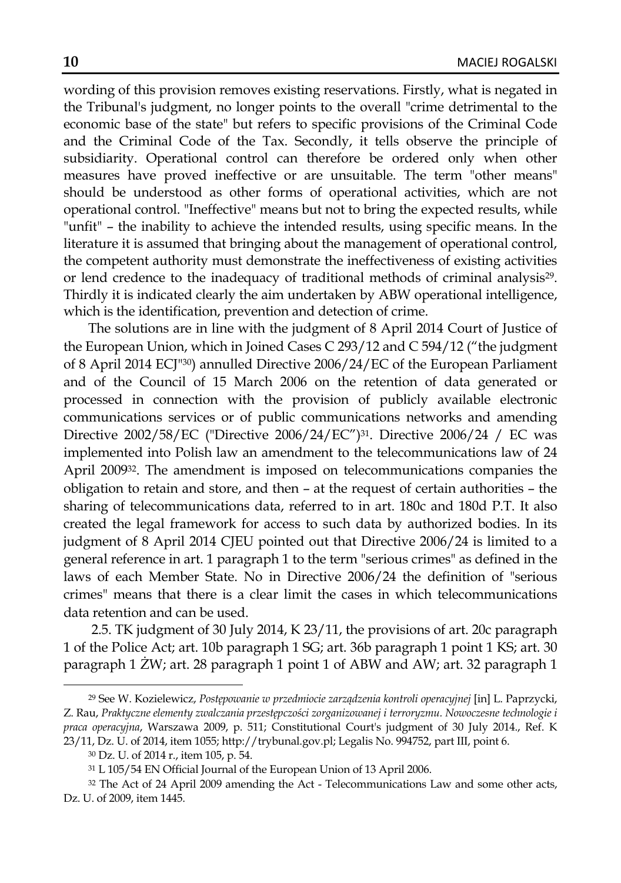wording of this provision removes existing reservations. Firstly, what is negated in the Tribunal's judgment, no longer points to the overall "crime detrimental to the economic base of the state" but refers to specific provisions of the Criminal Code and the Criminal Code of the Tax. Secondly, it tells observe the principle of subsidiarity. Operational control can therefore be ordered only when other measures have proved ineffective or are unsuitable. The term "other means" should be understood as other forms of operational activities, which are not operational control. "Ineffective" means but not to bring the expected results, while "unfit" – the inability to achieve the intended results, using specific means. In the literature it is assumed that bringing about the management of operational control, the competent authority must demonstrate the ineffectiveness of existing activities or lend credence to the inadequacy of traditional methods of criminal analysis[29]. Thirdly it is indicated clearly the aim undertaken by ABW operational intelligence, which is the identification, prevention and detection of crime.

The solutions are in line with the judgment of 8 April 2014 Court of Justice of the European Union, which in Joined Cases C 293/12 and C 594/12 ("the judgment of 8 April 2014 ECJ"[30]) annulled Directive 2006/24/EC of the European Parliament and of the Council of 15 March 2006 on the retention of data generated or processed in connection with the provision of publicly available electronic communications services or of public communications networks and amending Directive 2002/58/EC ("Directive 2006/24/EC")[31]. Directive 2006/24 / EC was implemented into Polish law an amendment to the telecommunications law of 24 April 2009[32]. The amendment is imposed on telecommunications companies the obligation to retain and store, and then – at the request of certain authorities – the sharing of telecommunications data, referred to in art. 180c and 180d P.T. It also created the legal framework for access to such data by authorized bodies. In its judgment of 8 April 2014 CJEU pointed out that Directive 2006/24 is limited to a general reference in art. 1 paragraph 1 to the term "serious crimes" as defined in the laws of each Member State. No in Directive 2006/24 the definition of "serious crimes" means that there is a clear limit the cases in which telecommunications data retention and can be used.

2.5. TK judgment of 30 July 2014, K 23/11, the provisions of art. 20c paragraph 1 of the Police Act; art. 10b paragraph 1 SG; art. 36b paragraph 1 point 1 KS; art. 30 paragraph 1 ŻW; art. 28 paragraph 1 point 1 of ABW and AW; art. 32 paragraph 1

---

[29] See W. Kozielewicz, *Postępowanie w przedmiocie zarządzenia kontroli operacyjnej* [in] L. Paprzycki, Z. Rau, *Praktyczne elementy zwalczania przestępczości zorganizowanej i terroryzmu. Nowoczesne technologie i praca operacyjna*, Warszawa 2009, p. 511; Constitutional Court's judgment of 30 July 2014., Ref. K 23/11, Dz. U. of 2014, item 1055; http://trybunal.gov.pl; Legalis No. 994752, part III, point 6.

[30] Dz. U. of 2014 r., item 105, p. 54.

[31] L 105/54 EN Official Journal of the European Union of 13 April 2006.

[32] The Act of 24 April 2009 amending the Act - Telecommunications Law and some other acts, Dz. U. of 2009, item 1445.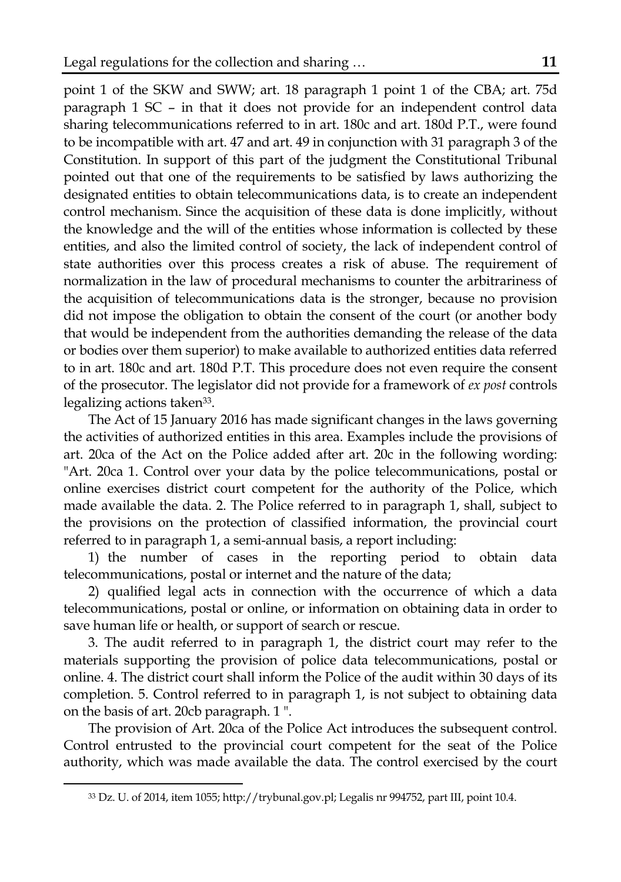point 1 of the SKW and SWW; art. 18 paragraph 1 point 1 of the CBA; art. 75d paragraph 1 SC – in that it does not provide for an independent control data sharing telecommunications referred to in art. 180c and art. 180d P.T., were found to be incompatible with art. 47 and art. 49 in conjunction with 31 paragraph 3 of the Constitution. In support of this part of the judgment the Constitutional Tribunal pointed out that one of the requirements to be satisfied by laws authorizing the designated entities to obtain telecommunications data, is to create an independent control mechanism. Since the acquisition of these data is done implicitly, without the knowledge and the will of the entities whose information is collected by these entities, and also the limited control of society, the lack of independent control of state authorities over this process creates a risk of abuse. The requirement of normalization in the law of procedural mechanisms to counter the arbitrariness of the acquisition of telecommunications data is the stronger, because no provision did not impose the obligation to obtain the consent of the court (or another body that would be independent from the authorities demanding the release of the data or bodies over them superior) to make available to authorized entities data referred to in art. 180c and art. 180d P.T. This procedure does not even require the consent of the prosecutor. The legislator did not provide for a framework of *ex post* controls legalizing actions taken[33].

The Act of 15 January 2016 has made significant changes in the laws governing the activities of authorized entities in this area. Examples include the provisions of art. 20ca of the Act on the Police added after art. 20c in the following wording: "Art. 20ca 1. Control over your data by the police telecommunications, postal or online exercises district court competent for the authority of the Police, which made available the data. 2. The Police referred to in paragraph 1, shall, subject to the provisions on the protection of classified information, the provincial court referred to in paragraph 1, a semi-annual basis, a report including:

1) the number of cases in the reporting period to obtain data telecommunications, postal or internet and the nature of the data;

2) qualified legal acts in connection with the occurrence of which a data telecommunications, postal or online, or information on obtaining data in order to save human life or health, or support of search or rescue.

3. The audit referred to in paragraph 1, the district court may refer to the materials supporting the provision of police data telecommunications, postal or online. 4. The district court shall inform the Police of the audit within 30 days of its completion. 5. Control referred to in paragraph 1, is not subject to obtaining data on the basis of art. 20cb paragraph. 1 ".

The provision of Art. 20ca of the Police Act introduces the subsequent control. Control entrusted to the provincial court competent for the seat of the Police authority, which was made available the data. The control exercised by the court

[33] Dz. U. of 2014, item 1055; http://trybunal.gov.pl; Legalis nr 994752, part III, point 10.4.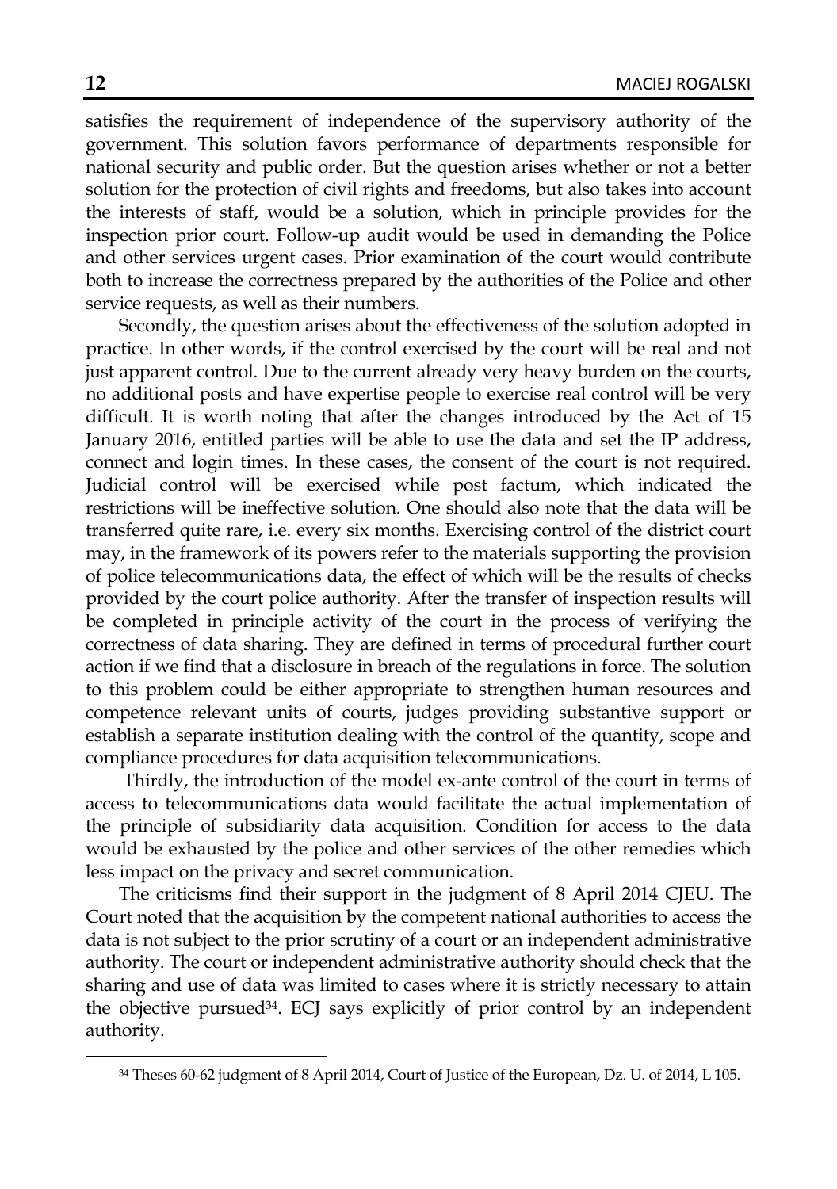satisfies the requirement of independence of the supervisory authority of the government. This solution favors performance of departments responsible for national security and public order. But the question arises whether or not a better solution for the protection of civil rights and freedoms, but also takes into account the interests of staff, would be a solution, which in principle provides for the inspection prior court. Follow-up audit would be used in demanding the Police and other services urgent cases. Prior examination of the court would contribute both to increase the correctness prepared by the authorities of the Police and other service requests, as well as their numbers.

Secondly, the question arises about the effectiveness of the solution adopted in practice. In other words, if the control exercised by the court will be real and not just apparent control. Due to the current already very heavy burden on the courts, no additional posts and have expertise people to exercise real control will be very difficult. It is worth noting that after the changes introduced by the Act of 15 January 2016, entitled parties will be able to use the data and set the IP address, connect and login times. In these cases, the consent of the court is not required. Judicial control will be exercised while post factum, which indicated the restrictions will be ineffective solution. One should also note that the data will be transferred quite rare, i.e. every six months. Exercising control of the district court may, in the framework of its powers refer to the materials supporting the provision of police telecommunications data, the effect of which will be the results of checks provided by the court police authority. After the transfer of inspection results will be completed in principle activity of the court in the process of verifying the correctness of data sharing. They are defined in terms of procedural further court action if we find that a disclosure in breach of the regulations in force. The solution to this problem could be either appropriate to strengthen human resources and competence relevant units of courts, judges providing substantive support or establish a separate institution dealing with the control of the quantity, scope and compliance procedures for data acquisition telecommunications.

Thirdly, the introduction of the model ex-ante control of the court in terms of access to telecommunications data would facilitate the actual implementation of the principle of subsidiarity data acquisition. Condition for access to the data would be exhausted by the police and other services of the other remedies which less impact on the privacy and secret communication.

The criticisms find their support in the judgment of 8 April 2014 CJEU. The Court noted that the acquisition by the competent national authorities to access the data is not subject to the prior scrutiny of a court or an independent administrative authority. The court or independent administrative authority should check that the sharing and use of data was limited to cases where it is strictly necessary to attain the objective pursued[34]. ECJ says explicitly of prior control by an independent authority.

[34] Theses 60-62 judgment of 8 April 2014, Court of Justice of the European, Dz. U. of 2014, L 105.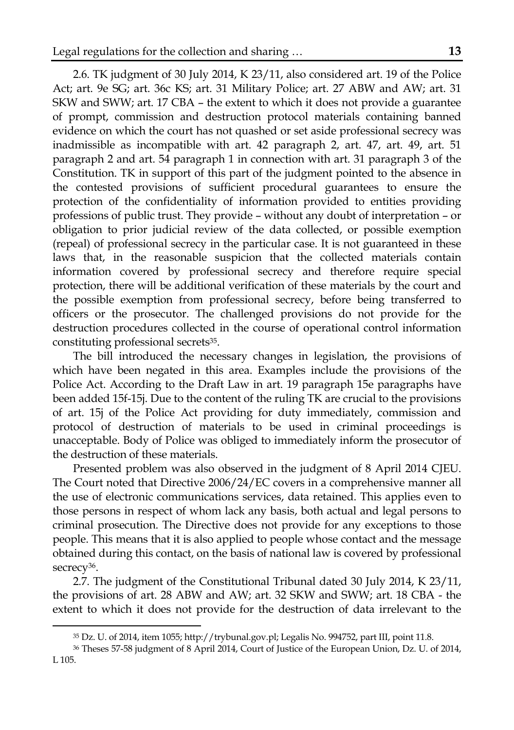2.6. TK judgment of 30 July 2014, K 23/11, also considered art. 19 of the Police Act; art. 9e SG; art. 36c KS; art. 31 Military Police; art. 27 ABW and AW; art. 31 SKW and SWW; art. 17 CBA – the extent to which it does not provide a guarantee of prompt, commission and destruction protocol materials containing banned evidence on which the court has not quashed or set aside professional secrecy was inadmissible as incompatible with art. 42 paragraph 2, art. 47, art. 49, art. 51 paragraph 2 and art. 54 paragraph 1 in connection with art. 31 paragraph 3 of the Constitution. TK in support of this part of the judgment pointed to the absence in the contested provisions of sufficient procedural guarantees to ensure the protection of the confidentiality of information provided to entities providing professions of public trust. They provide – without any doubt of interpretation – or obligation to prior judicial review of the data collected, or possible exemption (repeal) of professional secrecy in the particular case. It is not guaranteed in these laws that, in the reasonable suspicion that the collected materials contain information covered by professional secrecy and therefore require special protection, there will be additional verification of these materials by the court and the possible exemption from professional secrecy, before being transferred to officers or the prosecutor. The challenged provisions do not provide for the destruction procedures collected in the course of operational control information constituting professional secrets[35].

The bill introduced the necessary changes in legislation, the provisions of which have been negated in this area. Examples include the provisions of the Police Act. According to the Draft Law in art. 19 paragraph 15e paragraphs have been added 15f-15j. Due to the content of the ruling TK are crucial to the provisions of art. 15j of the Police Act providing for duty immediately, commission and protocol of destruction of materials to be used in criminal proceedings is unacceptable. Body of Police was obliged to immediately inform the prosecutor of the destruction of these materials.

Presented problem was also observed in the judgment of 8 April 2014 CJEU. The Court noted that Directive 2006/24/EC covers in a comprehensive manner all the use of electronic communications services, data retained. This applies even to those persons in respect of whom lack any basis, both actual and legal persons to criminal prosecution. The Directive does not provide for any exceptions to those people. This means that it is also applied to people whose contact and the message obtained during this contact, on the basis of national law is covered by professional secrecy[36].

2.7. The judgment of the Constitutional Tribunal dated 30 July 2014, K 23/11, the provisions of art. 28 ABW and AW; art. 32 SKW and SWW; art. 18 CBA - the extent to which it does not provide for the destruction of data irrelevant to the

[35] Dz. U. of 2014, item 1055; http://trybunal.gov.pl; Legalis No. 994752, part III, point 11.8.

[36] Theses 57-58 judgment of 8 April 2014, Court of Justice of the European Union, Dz. U. of 2014, L 105.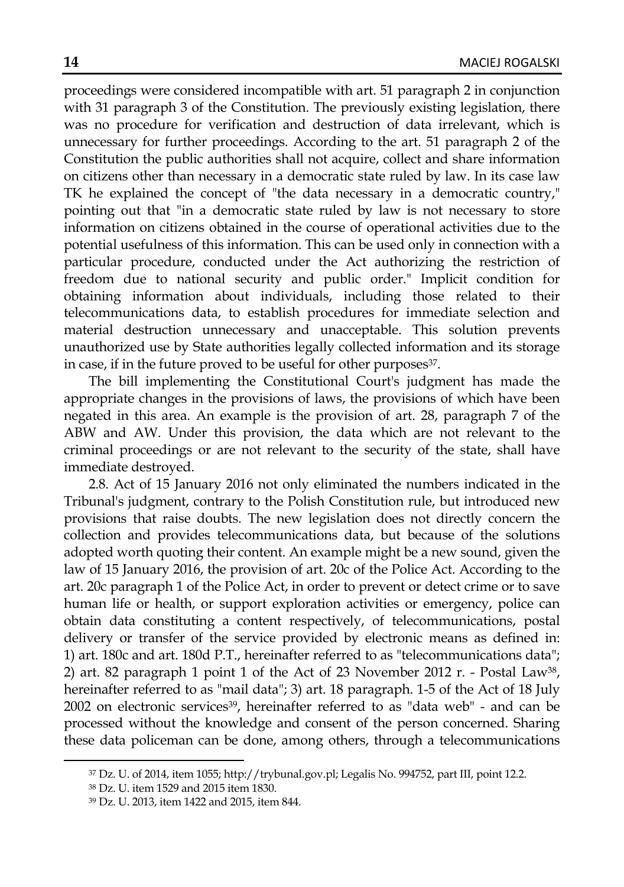proceedings were considered incompatible with art. 51 paragraph 2 in conjunction with 31 paragraph 3 of the Constitution. The previously existing legislation, there was no procedure for verification and destruction of data irrelevant, which is unnecessary for further proceedings. According to the art. 51 paragraph 2 of the Constitution the public authorities shall not acquire, collect and share information on citizens other than necessary in a democratic state ruled by law. In its case law TK he explained the concept of "the data necessary in a democratic country," pointing out that "in a democratic state ruled by law is not necessary to store information on citizens obtained in the course of operational activities due to the potential usefulness of this information. This can be used only in connection with a particular procedure, conducted under the Act authorizing the restriction of freedom due to national security and public order." Implicit condition for obtaining information about individuals, including those related to their telecommunications data, to establish procedures for immediate selection and material destruction unnecessary and unacceptable. This solution prevents unauthorized use by State authorities legally collected information and its storage in case, if in the future proved to be useful for other purposes[37].

The bill implementing the Constitutional Court's judgment has made the appropriate changes in the provisions of laws, the provisions of which have been negated in this area. An example is the provision of art. 28, paragraph 7 of the ABW and AW. Under this provision, the data which are not relevant to the criminal proceedings or are not relevant to the security of the state, shall have immediate destroyed.

2.8. Act of 15 January 2016 not only eliminated the numbers indicated in the Tribunal's judgment, contrary to the Polish Constitution rule, but introduced new provisions that raise doubts. The new legislation does not directly concern the collection and provides telecommunications data, but because of the solutions adopted worth quoting their content. An example might be a new sound, given the law of 15 January 2016, the provision of art. 20c of the Police Act. According to the art. 20c paragraph 1 of the Police Act, in order to prevent or detect crime or to save human life or health, or support exploration activities or emergency, police can obtain data constituting a content respectively, of telecommunications, postal delivery or transfer of the service provided by electronic means as defined in: 1) art. 180c and art. 180d P.T., hereinafter referred to as "telecommunications data"; 2) art. 82 paragraph 1 point 1 of the Act of 23 November 2012 r. - Postal Law[38], hereinafter referred to as "mail data"; 3) art. 18 paragraph. 1-5 of the Act of 18 July 2002 on electronic services[39], hereinafter referred to as "data web" - and can be processed without the knowledge and consent of the person concerned. Sharing these data policeman can be done, among others, through a telecommunications

---

[37] Dz. U. of 2014, item 1055; http://trybunal.gov.pl; Legalis No. 994752, part III, point 12.2.

[38] Dz. U. item 1529 and 2015 item 1830.

[39] Dz. U. 2013, item 1422 and 2015, item 844.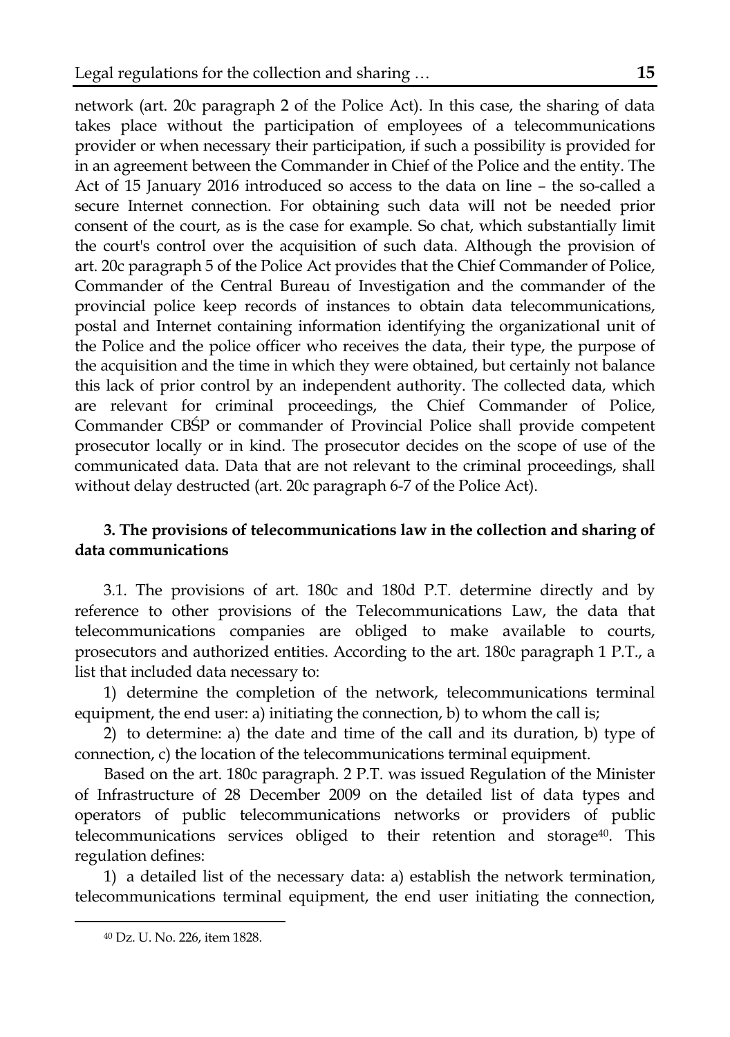network (art. 20c paragraph 2 of the Police Act). In this case, the sharing of data takes place without the participation of employees of a telecommunications provider or when necessary their participation, if such a possibility is provided for in an agreement between the Commander in Chief of the Police and the entity. The Act of 15 January 2016 introduced so access to the data on line – the so-called a secure Internet connection. For obtaining such data will not be needed prior consent of the court, as is the case for example. So chat, which substantially limit the court's control over the acquisition of such data. Although the provision of art. 20c paragraph 5 of the Police Act provides that the Chief Commander of Police, Commander of the Central Bureau of Investigation and the commander of the provincial police keep records of instances to obtain data telecommunications, postal and Internet containing information identifying the organizational unit of the Police and the police officer who receives the data, their type, the purpose of the acquisition and the time in which they were obtained, but certainly not balance this lack of prior control by an independent authority. The collected data, which are relevant for criminal proceedings, the Chief Commander of Police, Commander CBŚP or commander of Provincial Police shall provide competent prosecutor locally or in kind. The prosecutor decides on the scope of use of the communicated data. Data that are not relevant to the criminal proceedings, shall without delay destructed (art. 20c paragraph 6-7 of the Police Act).

### 3. The provisions of telecommunications law in the collection and sharing of data communications

3.1. The provisions of art. 180c and 180d P.T. determine directly and by reference to other provisions of the Telecommunications Law, the data that telecommunications companies are obliged to make available to courts, prosecutors and authorized entities. According to the art. 180c paragraph 1 P.T., a list that included data necessary to:

1) determine the completion of the network, telecommunications terminal equipment, the end user: a) initiating the connection, b) to whom the call is;

2) to determine: a) the date and time of the call and its duration, b) type of connection, c) the location of the telecommunications terminal equipment.

Based on the art. 180c paragraph. 2 P.T. was issued Regulation of the Minister of Infrastructure of 28 December 2009 on the detailed list of data types and operators of public telecommunications networks or providers of public telecommunications services obliged to their retention and storage[40]. This regulation defines:

1) a detailed list of the necessary data: a) establish the network termination, telecommunications terminal equipment, the end user initiating the connection,

[40] Dz. U. No. 226, item 1828.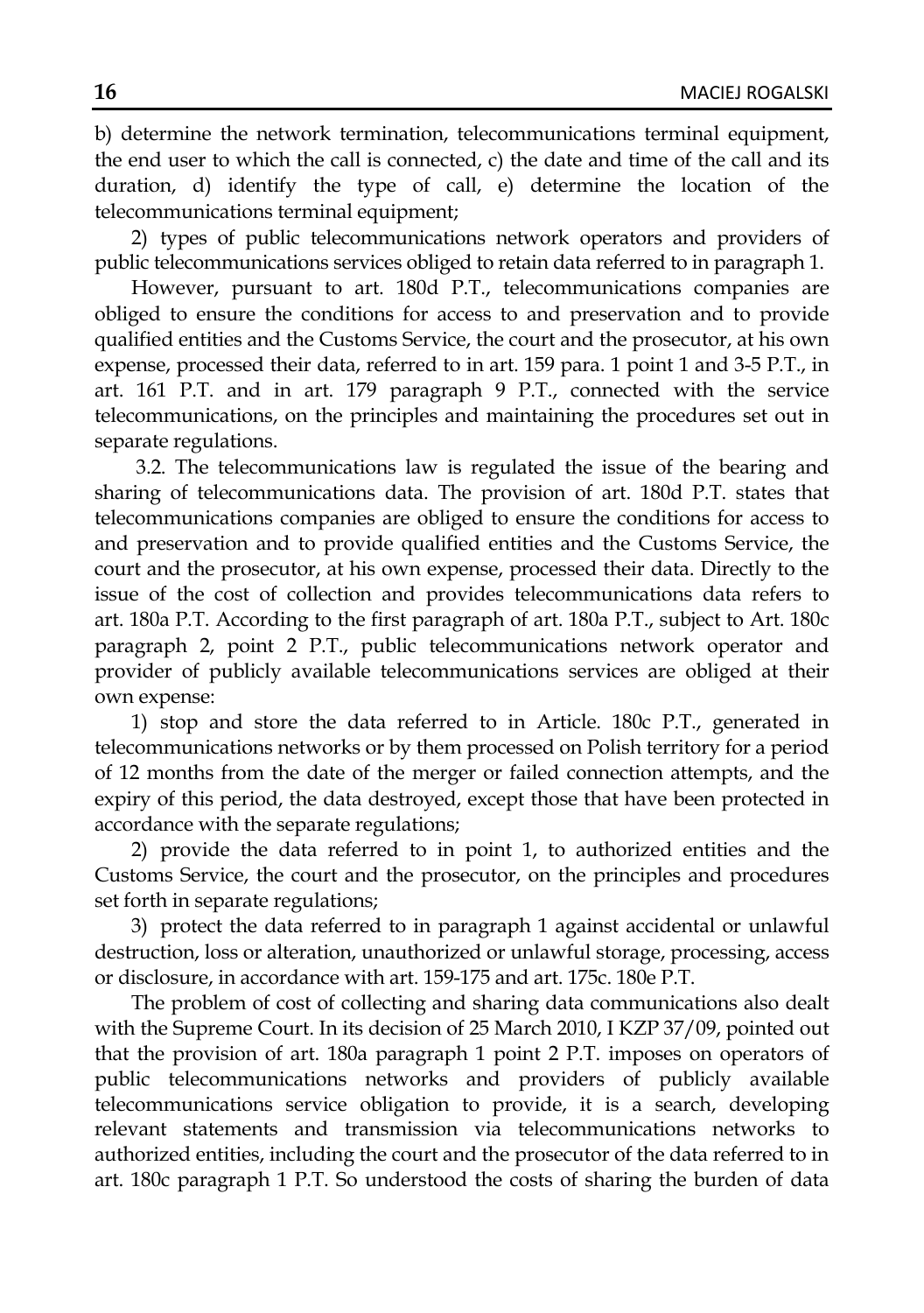b) determine the network termination, telecommunications terminal equipment, the end user to which the call is connected, c) the date and time of the call and its duration, d) identify the type of call, e) determine the location of the telecommunications terminal equipment;

2) types of public telecommunications network operators and providers of public telecommunications services obliged to retain data referred to in paragraph 1.

However, pursuant to art. 180d P.T., telecommunications companies are obliged to ensure the conditions for access to and preservation and to provide qualified entities and the Customs Service, the court and the prosecutor, at his own expense, processed their data, referred to in art. 159 para. 1 point 1 and 3-5 P.T., in art. 161 P.T. and in art. 179 paragraph 9 P.T., connected with the service telecommunications, on the principles and maintaining the procedures set out in separate regulations.

3.2. The telecommunications law is regulated the issue of the bearing and sharing of telecommunications data. The provision of art. 180d P.T. states that telecommunications companies are obliged to ensure the conditions for access to and preservation and to provide qualified entities and the Customs Service, the court and the prosecutor, at his own expense, processed their data. Directly to the issue of the cost of collection and provides telecommunications data refers to art. 180a P.T. According to the first paragraph of art. 180a P.T., subject to Art. 180c paragraph 2, point 2 P.T., public telecommunications network operator and provider of publicly available telecommunications services are obliged at their own expense:

1) stop and store the data referred to in Article. 180c P.T., generated in telecommunications networks or by them processed on Polish territory for a period of 12 months from the date of the merger or failed connection attempts, and the expiry of this period, the data destroyed, except those that have been protected in accordance with the separate regulations;

2) provide the data referred to in point 1, to authorized entities and the Customs Service, the court and the prosecutor, on the principles and procedures set forth in separate regulations;

3) protect the data referred to in paragraph 1 against accidental or unlawful destruction, loss or alteration, unauthorized or unlawful storage, processing, access or disclosure, in accordance with art. 159-175 and art. 175c. 180e P.T.

The problem of cost of collecting and sharing data communications also dealt with the Supreme Court. In its decision of 25 March 2010, I KZP 37/09, pointed out that the provision of art. 180a paragraph 1 point 2 P.T. imposes on operators of public telecommunications networks and providers of publicly available telecommunications service obligation to provide, it is a search, developing relevant statements and transmission via telecommunications networks to authorized entities, including the court and the prosecutor of the data referred to in art. 180c paragraph 1 P.T. So understood the costs of sharing the burden of data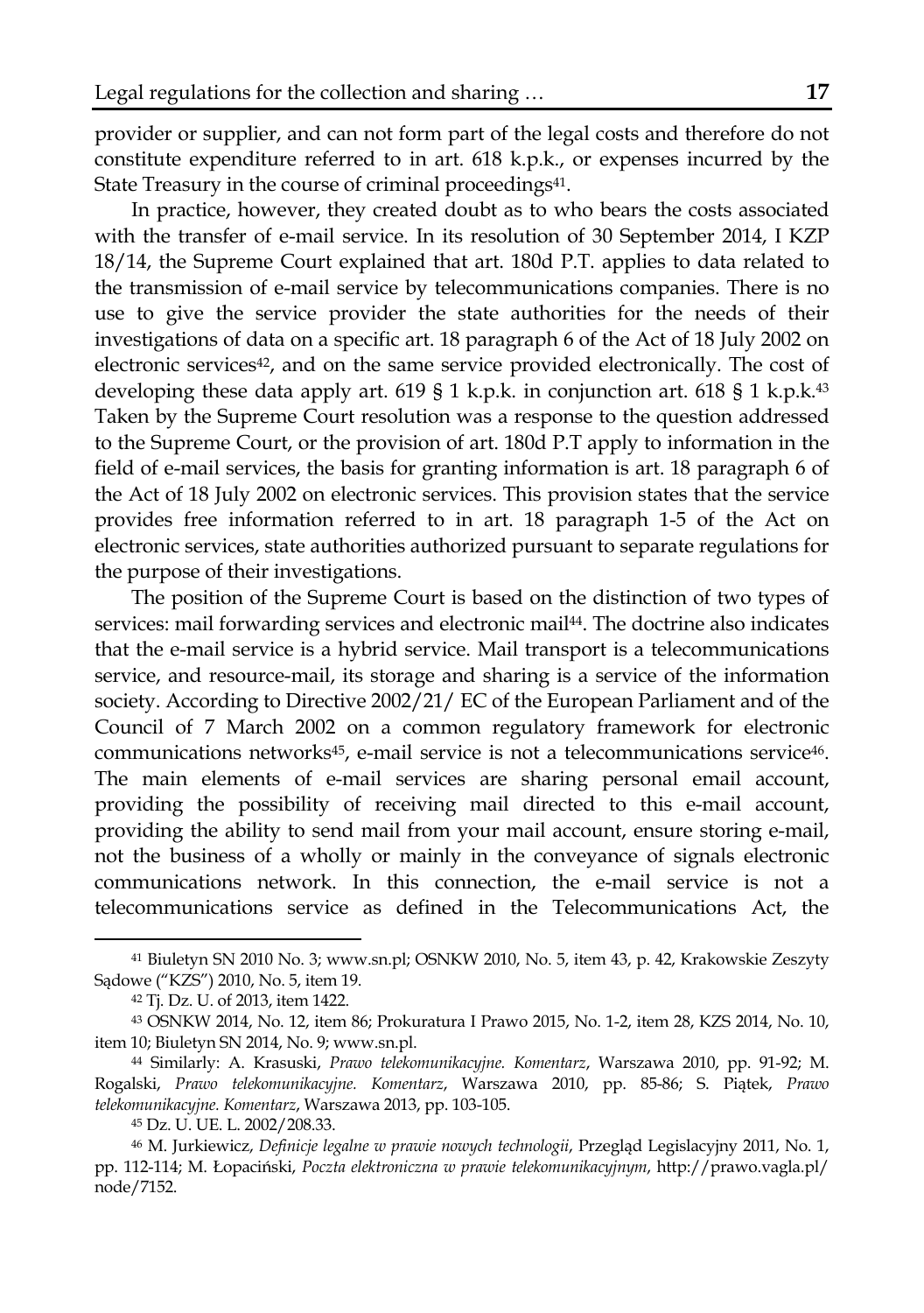provider or supplier, and can not form part of the legal costs and therefore do not constitute expenditure referred to in art. 618 k.p.k., or expenses incurred by the State Treasury in the course of criminal proceedings[41].

In practice, however, they created doubt as to who bears the costs associated with the transfer of e-mail service. In its resolution of 30 September 2014, I KZP 18/14, the Supreme Court explained that art. 180d P.T. applies to data related to the transmission of e-mail service by telecommunications companies. There is no use to give the service provider the state authorities for the needs of their investigations of data on a specific art. 18 paragraph 6 of the Act of 18 July 2002 on electronic services[42], and on the same service provided electronically. The cost of developing these data apply art. 619 § 1 k.p.k. in conjunction art. 618 § 1 k.p.k.[43] Taken by the Supreme Court resolution was a response to the question addressed to the Supreme Court, or the provision of art. 180d P.T apply to information in the field of e-mail services, the basis for granting information is art. 18 paragraph 6 of the Act of 18 July 2002 on electronic services. This provision states that the service provides free information referred to in art. 18 paragraph 1-5 of the Act on electronic services, state authorities authorized pursuant to separate regulations for the purpose of their investigations.

The position of the Supreme Court is based on the distinction of two types of services: mail forwarding services and electronic mail[44]. The doctrine also indicates that the e-mail service is a hybrid service. Mail transport is a telecommunications service, and resource-mail, its storage and sharing is a service of the information society. According to Directive 2002/21/ EC of the European Parliament and of the Council of 7 March 2002 on a common regulatory framework for electronic communications networks[45], e-mail service is not a telecommunications service[46]. The main elements of e-mail services are sharing personal email account, providing the possibility of receiving mail directed to this e-mail account, providing the ability to send mail from your mail account, ensure storing e-mail, not the business of a wholly or mainly in the conveyance of signals electronic communications network. In this connection, the e-mail service is not a telecommunications service as defined in the Telecommunications Act, the

---

[41] Biuletyn SN 2010 No. 3; www.sn.pl; OSNKW 2010, No. 5, item 43, p. 42, Krakowskie Zeszyty Sądowe ("KZS") 2010, No. 5, item 19.

[42] Tj. Dz. U. of 2013, item 1422.

[43] OSNKW 2014, No. 12, item 86; Prokuratura I Prawo 2015, No. 1-2, item 28, KZS 2014, No. 10, item 10; Biuletyn SN 2014, No. 9; www.sn.pl.

[44] Similarly: A. Krasuski, *Prawo telekomunikacyjne. Komentarz*, Warszawa 2010, pp. 91-92; M. Rogalski, *Prawo telekomunikacyjne. Komentarz*, Warszawa 2010, pp. 85-86; S. Piątek, *Prawo telekomunikacyjne. Komentarz*, Warszawa 2013, pp. 103-105.

[45] Dz. U. UE. L. 2002/208.33.

[46] M. Jurkiewicz, *Definicje legalne w prawie nowych technologii*, Przegląd Legislacyjny 2011, No. 1, pp. 112-114; M. Łopaciński, *Poczta elektroniczna w prawie telekomunikacyjnym*, http://prawo.vagla.pl/node/7152.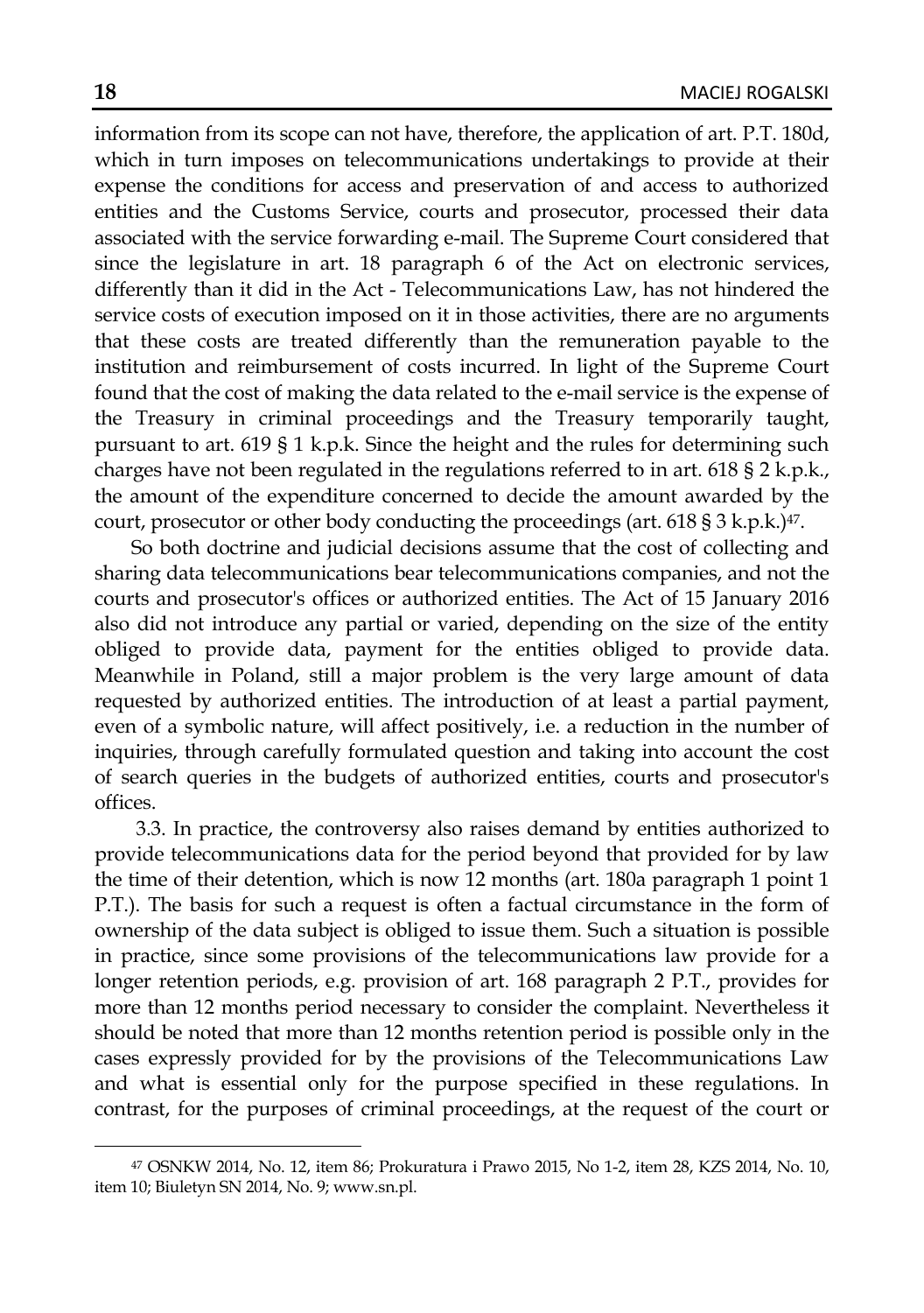information from its scope can not have, therefore, the application of art. P.T. 180d, which in turn imposes on telecommunications undertakings to provide at their expense the conditions for access and preservation of and access to authorized entities and the Customs Service, courts and prosecutor, processed their data associated with the service forwarding e-mail. The Supreme Court considered that since the legislature in art. 18 paragraph 6 of the Act on electronic services, differently than it did in the Act - Telecommunications Law, has not hindered the service costs of execution imposed on it in those activities, there are no arguments that these costs are treated differently than the remuneration payable to the institution and reimbursement of costs incurred. In light of the Supreme Court found that the cost of making the data related to the e-mail service is the expense of the Treasury in criminal proceedings and the Treasury temporarily taught, pursuant to art. 619 § 1 k.p.k. Since the height and the rules for determining such charges have not been regulated in the regulations referred to in art. 618 § 2 k.p.k., the amount of the expenditure concerned to decide the amount awarded by the court, prosecutor or other body conducting the proceedings (art. 618 § 3 k.p.k.)[47].

So both doctrine and judicial decisions assume that the cost of collecting and sharing data telecommunications bear telecommunications companies, and not the courts and prosecutor's offices or authorized entities. The Act of 15 January 2016 also did not introduce any partial or varied, depending on the size of the entity obliged to provide data, payment for the entities obliged to provide data. Meanwhile in Poland, still a major problem is the very large amount of data requested by authorized entities. The introduction of at least a partial payment, even of a symbolic nature, will affect positively, i.e. a reduction in the number of inquiries, through carefully formulated question and taking into account the cost of search queries in the budgets of authorized entities, courts and prosecutor's offices.

3.3. In practice, the controversy also raises demand by entities authorized to provide telecommunications data for the period beyond that provided for by law the time of their detention, which is now 12 months (art. 180a paragraph 1 point 1 P.T.). The basis for such a request is often a factual circumstance in the form of ownership of the data subject is obliged to issue them. Such a situation is possible in practice, since some provisions of the telecommunications law provide for a longer retention periods, e.g. provision of art. 168 paragraph 2 P.T., provides for more than 12 months period necessary to consider the complaint. Nevertheless it should be noted that more than 12 months retention period is possible only in the cases expressly provided for by the provisions of the Telecommunications Law and what is essential only for the purpose specified in these regulations. In contrast, for the purposes of criminal proceedings, at the request of the court or

---

[47] OSNKW 2014, No. 12, item 86; Prokuratura i Prawo 2015, No 1-2, item 28, KZS 2014, No. 10, item 10; Biuletyn SN 2014, No. 9; www.sn.pl.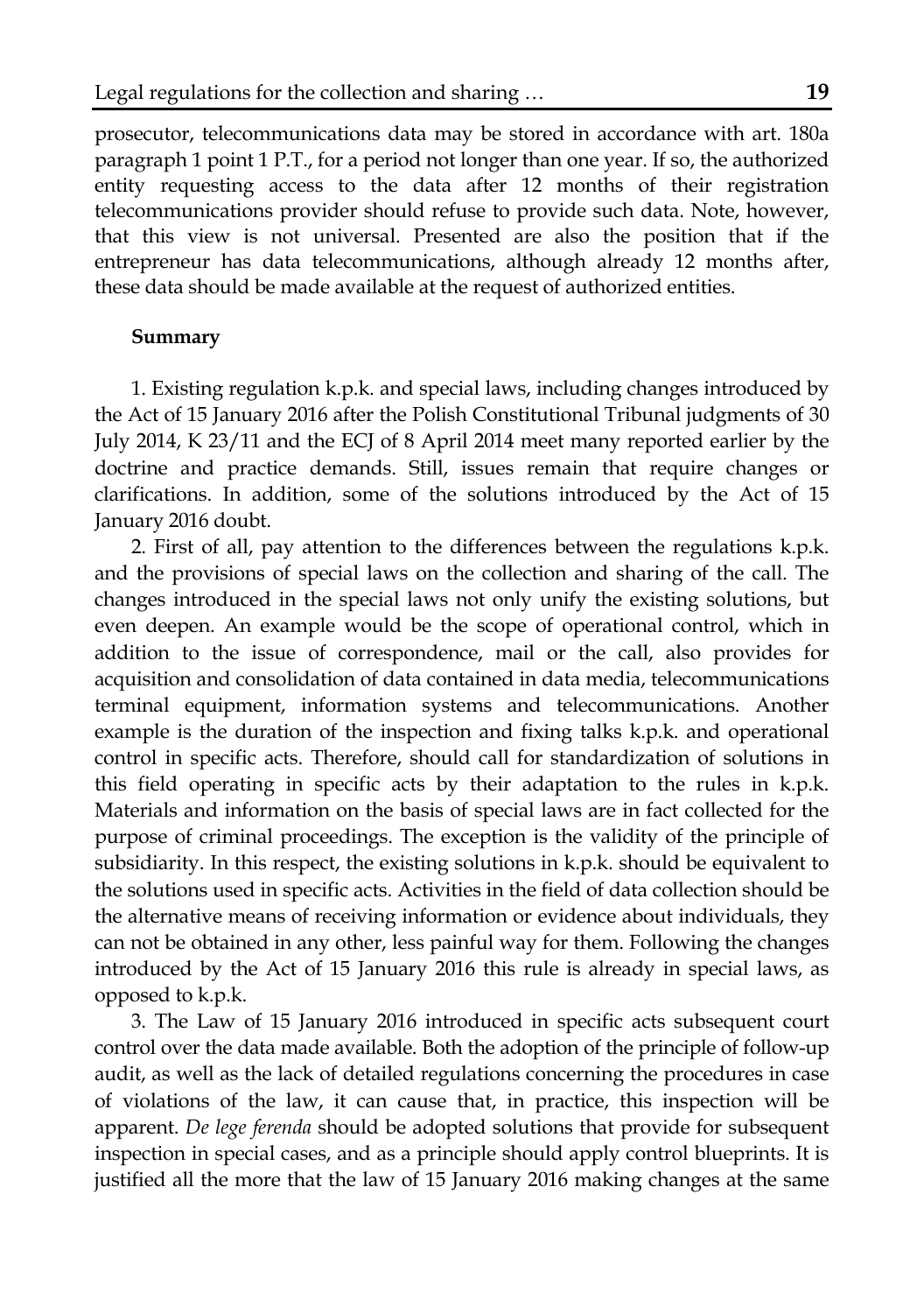prosecutor, telecommunications data may be stored in accordance with art. 180a paragraph 1 point 1 P.T., for a period not longer than one year. If so, the authorized entity requesting access to the data after 12 months of their registration telecommunications provider should refuse to provide such data. Note, however, that this view is not universal. Presented are also the position that if the entrepreneur has data telecommunications, although already 12 months after, these data should be made available at the request of authorized entities.

**Summary**

1. Existing regulation k.p.k. and special laws, including changes introduced by the Act of 15 January 2016 after the Polish Constitutional Tribunal judgments of 30 July 2014, K 23/11 and the ECJ of 8 April 2014 meet many reported earlier by the doctrine and practice demands. Still, issues remain that require changes or clarifications. In addition, some of the solutions introduced by the Act of 15 January 2016 doubt.

2. First of all, pay attention to the differences between the regulations k.p.k. and the provisions of special laws on the collection and sharing of the call. The changes introduced in the special laws not only unify the existing solutions, but even deepen. An example would be the scope of operational control, which in addition to the issue of correspondence, mail or the call, also provides for acquisition and consolidation of data contained in data media, telecommunications terminal equipment, information systems and telecommunications. Another example is the duration of the inspection and fixing talks k.p.k. and operational control in specific acts. Therefore, should call for standardization of solutions in this field operating in specific acts by their adaptation to the rules in k.p.k. Materials and information on the basis of special laws are in fact collected for the purpose of criminal proceedings. The exception is the validity of the principle of subsidiarity. In this respect, the existing solutions in k.p.k. should be equivalent to the solutions used in specific acts. Activities in the field of data collection should be the alternative means of receiving information or evidence about individuals, they can not be obtained in any other, less painful way for them. Following the changes introduced by the Act of 15 January 2016 this rule is already in special laws, as opposed to k.p.k.

3. The Law of 15 January 2016 introduced in specific acts subsequent court control over the data made available. Both the adoption of the principle of follow-up audit, as well as the lack of detailed regulations concerning the procedures in case of violations of the law, it can cause that, in practice, this inspection will be apparent. *De lege ferenda* should be adopted solutions that provide for subsequent inspection in special cases, and as a principle should apply control blueprints. It is justified all the more that the law of 15 January 2016 making changes at the same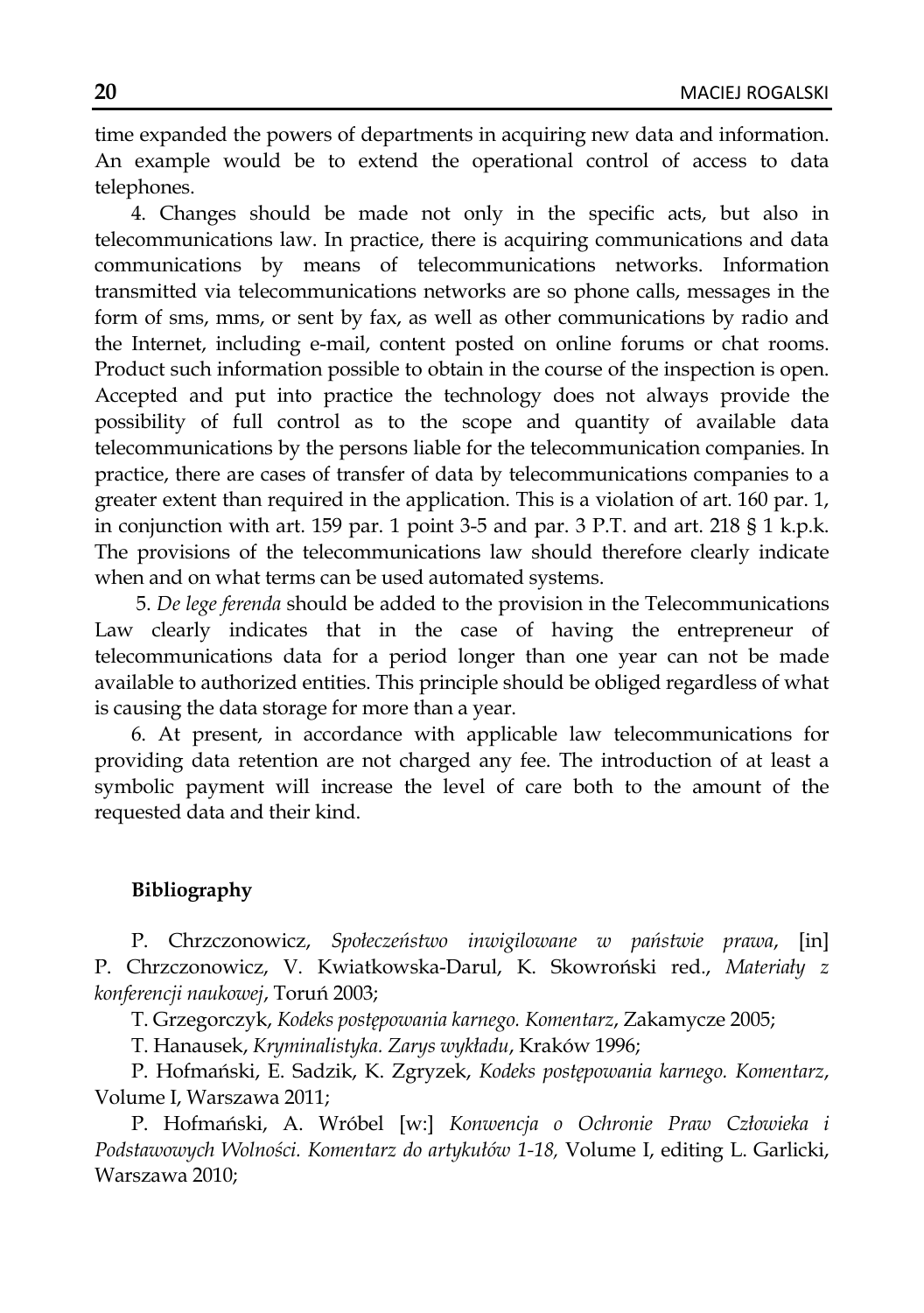time expanded the powers of departments in acquiring new data and information. An example would be to extend the operational control of access to data telephones.

4. Changes should be made not only in the specific acts, but also in telecommunications law. In practice, there is acquiring communications and data communications by means of telecommunications networks. Information transmitted via telecommunications networks are so phone calls, messages in the form of sms, mms, or sent by fax, as well as other communications by radio and the Internet, including e-mail, content posted on online forums or chat rooms. Product such information possible to obtain in the course of the inspection is open. Accepted and put into practice the technology does not always provide the possibility of full control as to the scope and quantity of available data telecommunications by the persons liable for the telecommunication companies. In practice, there are cases of transfer of data by telecommunications companies to a greater extent than required in the application. This is a violation of art. 160 par. 1, in conjunction with art. 159 par. 1 point 3-5 and par. 3 P.T. and art. 218 § 1 k.p.k. The provisions of the telecommunications law should therefore clearly indicate when and on what terms can be used automated systems.

5. *De lege ferenda* should be added to the provision in the Telecommunications Law clearly indicates that in the case of having the entrepreneur of telecommunications data for a period longer than one year can not be made available to authorized entities. This principle should be obliged regardless of what is causing the data storage for more than a year.

6. At present, in accordance with applicable law telecommunications for providing data retention are not charged any fee. The introduction of at least a symbolic payment will increase the level of care both to the amount of the requested data and their kind.

**Bibliography**

P. Chrzczonowicz, *Społeczeństwo inwigilowane w państwie prawa*, [in] P. Chrzczonowicz, V. Kwiatkowska-Darul, K. Skowroński red., *Materiały z konferencji naukowej*, Toruń 2003;

T. Grzegorczyk, *Kodeks postępowania karnego. Komentarz*, Zakamycze 2005;

T. Hanausek, *Kryminalistyka. Zarys wykładu*, Kraków 1996;

P. Hofmański, E. Sadzik, K. Zgryzek, *Kodeks postępowania karnego. Komentarz*, Volume I, Warszawa 2011;

P. Hofmański, A. Wróbel [w:] *Konwencja o Ochronie Praw Człowieka i Podstawowych Wolności. Komentarz do artykułów 1-18,* Volume I, editing L. Garlicki, Warszawa 2010;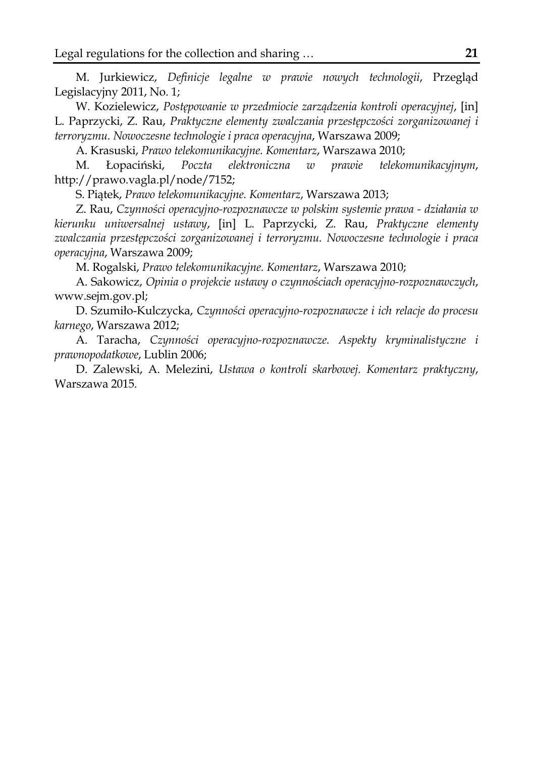M. Jurkiewicz, *Definicje legalne w prawie nowych technologii*, Przegląd Legislacyjny 2011, No. 1;

W. Kozielewicz, *Postępowanie w przedmiocie zarządzenia kontroli operacyjnej*, [in] L. Paprzycki, Z. Rau, *Praktyczne elementy zwalczania przestępczości zorganizowanej i terroryzmu. Nowoczesne technologie i praca operacyjna*, Warszawa 2009;

A. Krasuski, *Prawo telekomunikacyjne. Komentarz*, Warszawa 2010;

M. Łopaciński, *Poczta elektroniczna w prawie telekomunikacyjnym*, http://prawo.vagla.pl/node/7152;

S. Piątek, *Prawo telekomunikacyjne. Komentarz*, Warszawa 2013;

Z. Rau, *Czynności operacyjno-rozpoznawcze w polskim systemie prawa - działania w kierunku uniwersalnej ustawy*, [in] L. Paprzycki, Z. Rau, *Praktyczne elementy zwalczania przestępczości zorganizowanej i terroryzmu. Nowoczesne technologie i praca operacyjna*, Warszawa 2009;

M. Rogalski, *Prawo telekomunikacyjne. Komentarz*, Warszawa 2010;

A. Sakowicz, *Opinia o projekcie ustawy o czynnościach operacyjno-rozpoznawczych*, www.sejm.gov.pl;

D. Szumiło-Kulczycka, *Czynności operacyjno-rozpoznawcze i ich relacje do procesu karnego*, Warszawa 2012;

A. Taracha, *Czynności operacyjno-rozpoznawcze. Aspekty kryminalistyczne i prawnopodatkowe*, Lublin 2006;

D. Zalewski, A. Melezini, *Ustawa o kontroli skarbowej. Komentarz praktyczny*, Warszawa 2015.